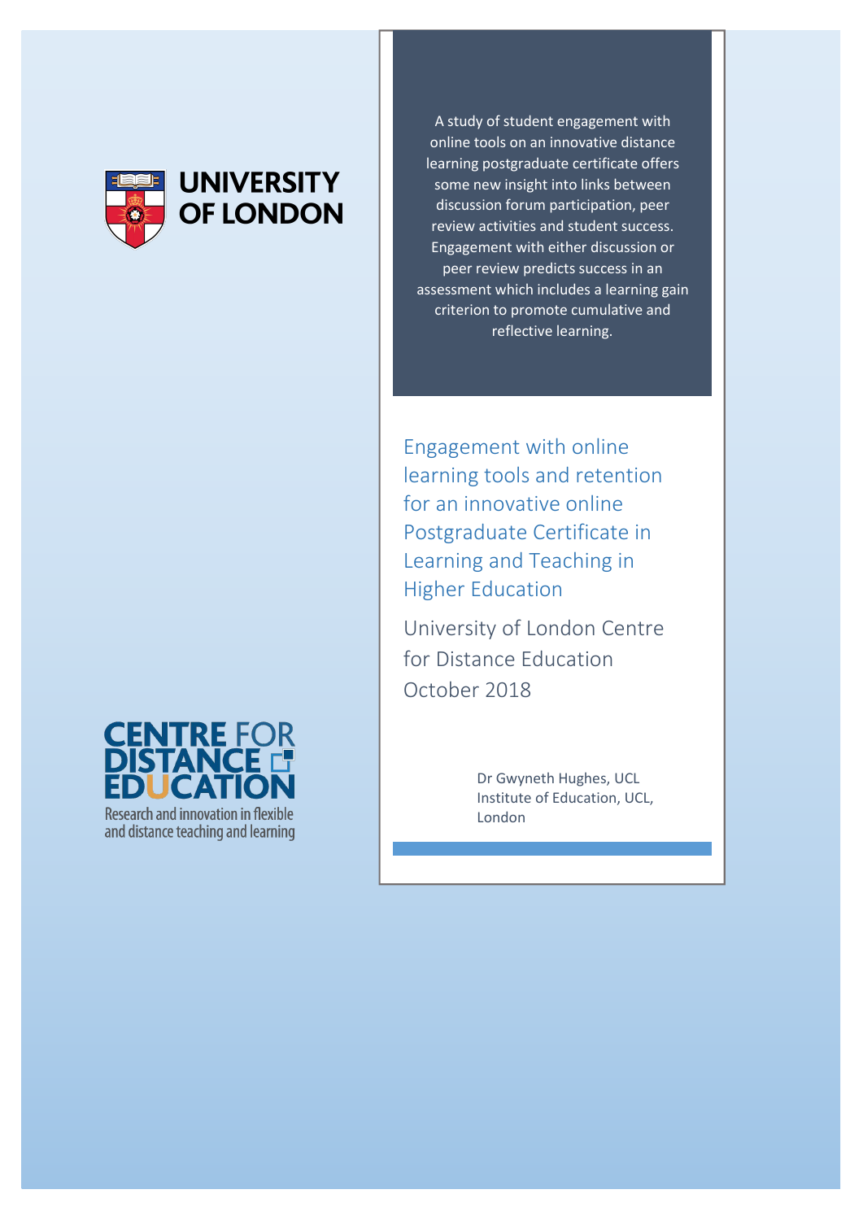UNIVERSITY OF LONDON

A study of student engagement with online tools on an innovative distance learning postgraduate certificate offers some new insight into links between discussion forum participation, peer review activities and student success. Engagement with either discussion or peer review predicts success in an assessment which includes a learning gain criterion to promote cumulative and reflective learning.

# Engagement with online learning tools and retention for an innovative online Postgraduate Certificate in Learning and Teaching in Higher Education

University of London Centre for Distance Education

October 2018

Dr Gwyneth Hughes, UCL Institute of Education, UCL, London

CENTRE FOR DISTANCE EDUCATION

Research and innovation in flexible and distance teaching and learning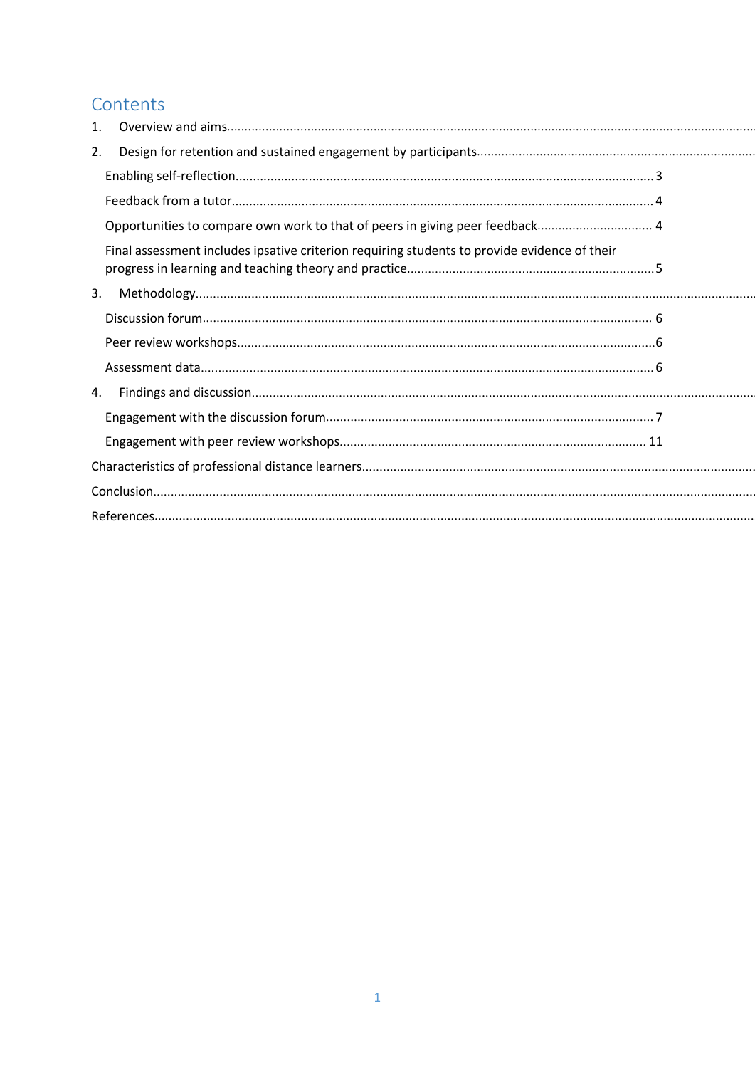# Contents

1. Overview and aims
2. Design for retention and sustained engagement by participants
   - Enabling self-reflection ... 3
   - Feedback from a tutor ... 4
   - Opportunities to compare own work to that of peers in giving peer feedback ... 4
   - Final assessment includes ipsative criterion requiring students to provide evidence of their progress in learning and teaching theory and practice ... 5
3. Methodology
   - Discussion forum ... 6
   - Peer review workshops ... 6
   - Assessment data ... 6
4. Findings and discussion
   - Engagement with the discussion forum ... 7
   - Engagement with peer review workshops ... 11

Characteristics of professional distance learners

Conclusion

References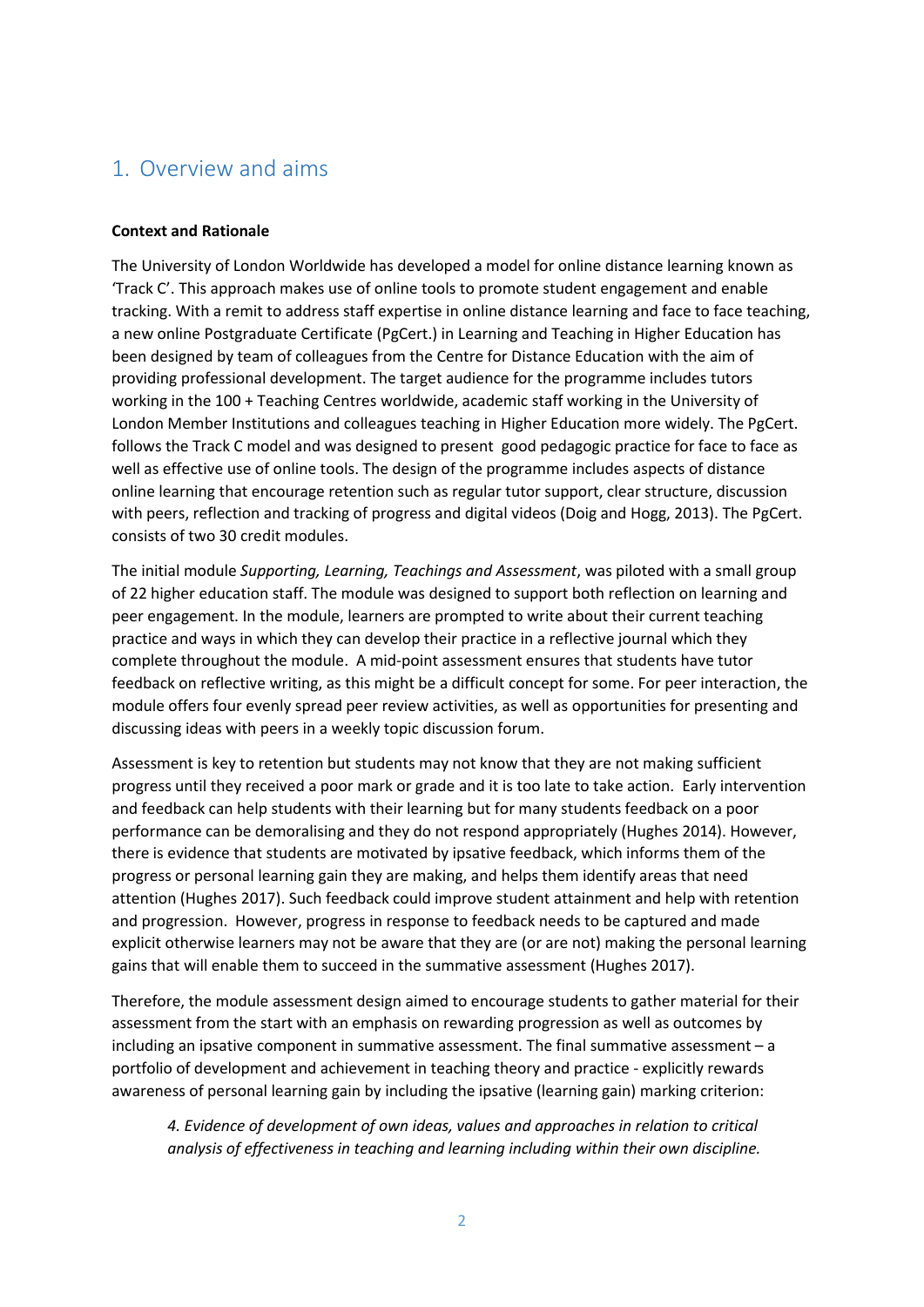# 1. Overview and aims

**Context and Rationale**

The University of London Worldwide has developed a model for online distance learning known as 'Track C'. This approach makes use of online tools to promote student engagement and enable tracking. With a remit to address staff expertise in online distance learning and face to face teaching, a new online Postgraduate Certificate (PgCert.) in Learning and Teaching in Higher Education has been designed by team of colleagues from the Centre for Distance Education with the aim of providing professional development. The target audience for the programme includes tutors working in the 100 + Teaching Centres worldwide, academic staff working in the University of London Member Institutions and colleagues teaching in Higher Education more widely. The PgCert. follows the Track C model and was designed to present good pedagogic practice for face to face as well as effective use of online tools. The design of the programme includes aspects of distance online learning that encourage retention such as regular tutor support, clear structure, discussion with peers, reflection and tracking of progress and digital videos (Doig and Hogg, 2013). The PgCert. consists of two 30 credit modules.

The initial module *Supporting, Learning, Teachings and Assessment*, was piloted with a small group of 22 higher education staff. The module was designed to support both reflection on learning and peer engagement. In the module, learners are prompted to write about their current teaching practice and ways in which they can develop their practice in a reflective journal which they complete throughout the module. A mid-point assessment ensures that students have tutor feedback on reflective writing, as this might be a difficult concept for some. For peer interaction, the module offers four evenly spread peer review activities, as well as opportunities for presenting and discussing ideas with peers in a weekly topic discussion forum.

Assessment is key to retention but students may not know that they are not making sufficient progress until they received a poor mark or grade and it is too late to take action. Early intervention and feedback can help students with their learning but for many students feedback on a poor performance can be demoralising and they do not respond appropriately (Hughes 2014). However, there is evidence that students are motivated by ipsative feedback, which informs them of the progress or personal learning gain they are making, and helps them identify areas that need attention (Hughes 2017). Such feedback could improve student attainment and help with retention and progression. However, progress in response to feedback needs to be captured and made explicit otherwise learners may not be aware that they are (or are not) making the personal learning gains that will enable them to succeed in the summative assessment (Hughes 2017).

Therefore, the module assessment design aimed to encourage students to gather material for their assessment from the start with an emphasis on rewarding progression as well as outcomes by including an ipsative component in summative assessment. The final summative assessment – a portfolio of development and achievement in teaching theory and practice - explicitly rewards awareness of personal learning gain by including the ipsative (learning gain) marking criterion:

> *4. Evidence of development of own ideas, values and approaches in relation to critical analysis of effectiveness in teaching and learning including within their own discipline.*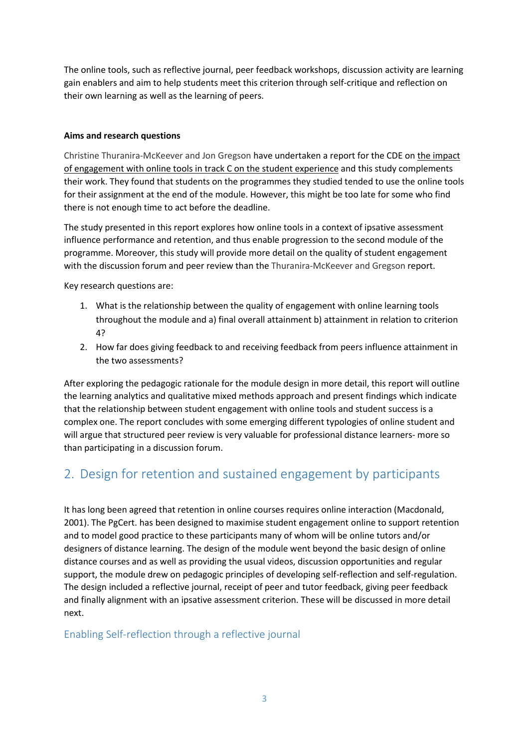The online tools, such as reflective journal, peer feedback workshops, discussion activity are learning gain enablers and aim to help students meet this criterion through self-critique and reflection on their own learning as well as the learning of peers.

**Aims and research questions**

Christine Thuranira-McKeever and Jon Gregson have undertaken a report for the CDE on the impact of engagement with online tools in track C on the student experience and this study complements their work. They found that students on the programmes they studied tended to use the online tools for their assignment at the end of the module. However, this might be too late for some who find there is not enough time to act before the deadline.

The study presented in this report explores how online tools in a context of ipsative assessment influence performance and retention, and thus enable progression to the second module of the programme. Moreover, this study will provide more detail on the quality of student engagement with the discussion forum and peer review than the Thuranira-McKeever and Gregson report.

Key research questions are:

1. What is the relationship between the quality of engagement with online learning tools throughout the module and a) final overall attainment b) attainment in relation to criterion 4?
2. How far does giving feedback to and receiving feedback from peers influence attainment in the two assessments?

After exploring the pedagogic rationale for the module design in more detail, this report will outline the learning analytics and qualitative mixed methods approach and present findings which indicate that the relationship between student engagement with online tools and student success is a complex one. The report concludes with some emerging different typologies of online student and will argue that structured peer review is very valuable for professional distance learners- more so than participating in a discussion forum.

## 2. Design for retention and sustained engagement by participants

It has long been agreed that retention in online courses requires online interaction (Macdonald, 2001). The PgCert. has been designed to maximise student engagement online to support retention and to model good practice to these participants many of whom will be online tutors and/or designers of distance learning. The design of the module went beyond the basic design of online distance courses and as well as providing the usual videos, discussion opportunities and regular support, the module drew on pedagogic principles of developing self-reflection and self-regulation. The design included a reflective journal, receipt of peer and tutor feedback, giving peer feedback and finally alignment with an ipsative assessment criterion. These will be discussed in more detail next.

### Enabling Self-reflection through a reflective journal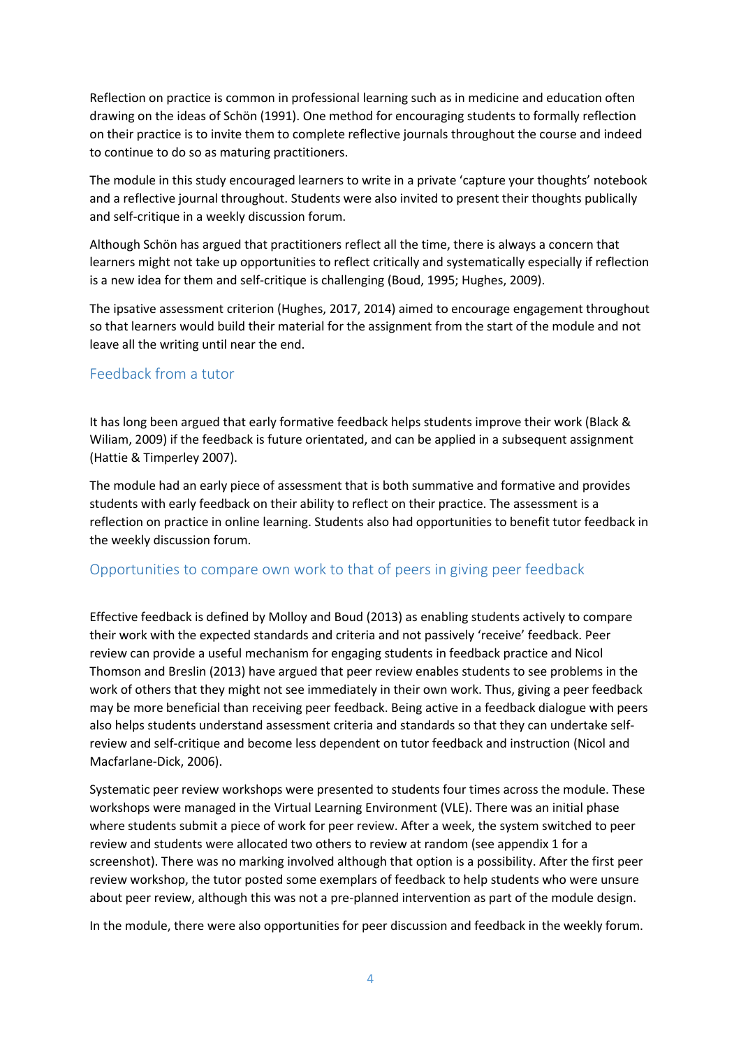Reflection on practice is common in professional learning such as in medicine and education often drawing on the ideas of Schön (1991). One method for encouraging students to formally reflection on their practice is to invite them to complete reflective journals throughout the course and indeed to continue to do so as maturing practitioners.

The module in this study encouraged learners to write in a private 'capture your thoughts' notebook and a reflective journal throughout. Students were also invited to present their thoughts publically and self-critique in a weekly discussion forum.

Although Schön has argued that practitioners reflect all the time, there is always a concern that learners might not take up opportunities to reflect critically and systematically especially if reflection is a new idea for them and self-critique is challenging (Boud, 1995; Hughes, 2009).

The ipsative assessment criterion (Hughes, 2017, 2014) aimed to encourage engagement throughout so that learners would build their material for the assignment from the start of the module and not leave all the writing until near the end.

## Feedback from a tutor

It has long been argued that early formative feedback helps students improve their work (Black & Wiliam, 2009) if the feedback is future orientated, and can be applied in a subsequent assignment (Hattie & Timperley 2007).

The module had an early piece of assessment that is both summative and formative and provides students with early feedback on their ability to reflect on their practice. The assessment is a reflection on practice in online learning. Students also had opportunities to benefit tutor feedback in the weekly discussion forum.

## Opportunities to compare own work to that of peers in giving peer feedback

Effective feedback is defined by Molloy and Boud (2013) as enabling students actively to compare their work with the expected standards and criteria and not passively 'receive' feedback. Peer review can provide a useful mechanism for engaging students in feedback practice and Nicol Thomson and Breslin (2013) have argued that peer review enables students to see problems in the work of others that they might not see immediately in their own work. Thus, giving a peer feedback may be more beneficial than receiving peer feedback. Being active in a feedback dialogue with peers also helps students understand assessment criteria and standards so that they can undertake self-review and self-critique and become less dependent on tutor feedback and instruction (Nicol and Macfarlane-Dick, 2006).

Systematic peer review workshops were presented to students four times across the module. These workshops were managed in the Virtual Learning Environment (VLE). There was an initial phase where students submit a piece of work for peer review. After a week, the system switched to peer review and students were allocated two others to review at random (see appendix 1 for a screenshot). There was no marking involved although that option is a possibility. After the first peer review workshop, the tutor posted some exemplars of feedback to help students who were unsure about peer review, although this was not a pre-planned intervention as part of the module design.

In the module, there were also opportunities for peer discussion and feedback in the weekly forum.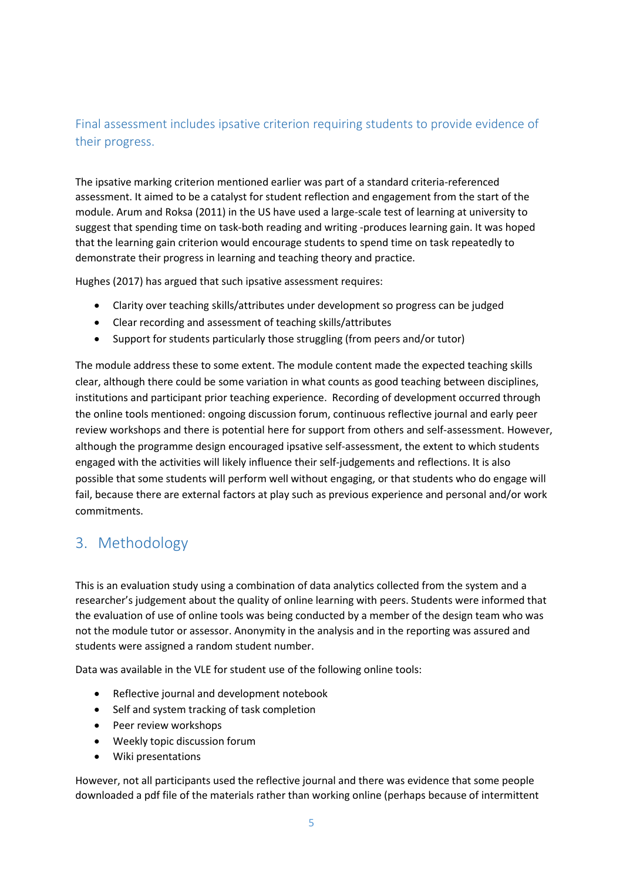### Final assessment includes ipsative criterion requiring students to provide evidence of their progress.

The ipsative marking criterion mentioned earlier was part of a standard criteria-referenced assessment. It aimed to be a catalyst for student reflection and engagement from the start of the module. Arum and Roksa (2011) in the US have used a large-scale test of learning at university to suggest that spending time on task-both reading and writing -produces learning gain. It was hoped that the learning gain criterion would encourage students to spend time on task repeatedly to demonstrate their progress in learning and teaching theory and practice.

Hughes (2017) has argued that such ipsative assessment requires:

- Clarity over teaching skills/attributes under development so progress can be judged
- Clear recording and assessment of teaching skills/attributes
- Support for students particularly those struggling (from peers and/or tutor)

The module address these to some extent. The module content made the expected teaching skills clear, although there could be some variation in what counts as good teaching between disciplines, institutions and participant prior teaching experience. Recording of development occurred through the online tools mentioned: ongoing discussion forum, continuous reflective journal and early peer review workshops and there is potential here for support from others and self-assessment. However, although the programme design encouraged ipsative self-assessment, the extent to which students engaged with the activities will likely influence their self-judgements and reflections. It is also possible that some students will perform well without engaging, or that students who do engage will fail, because there are external factors at play such as previous experience and personal and/or work commitments.

## 3. Methodology

This is an evaluation study using a combination of data analytics collected from the system and a researcher's judgement about the quality of online learning with peers. Students were informed that the evaluation of use of online tools was being conducted by a member of the design team who was not the module tutor or assessor. Anonymity in the analysis and in the reporting was assured and students were assigned a random student number.

Data was available in the VLE for student use of the following online tools:

- Reflective journal and development notebook
- Self and system tracking of task completion
- Peer review workshops
- Weekly topic discussion forum
- Wiki presentations

However, not all participants used the reflective journal and there was evidence that some people downloaded a pdf file of the materials rather than working online (perhaps because of intermittent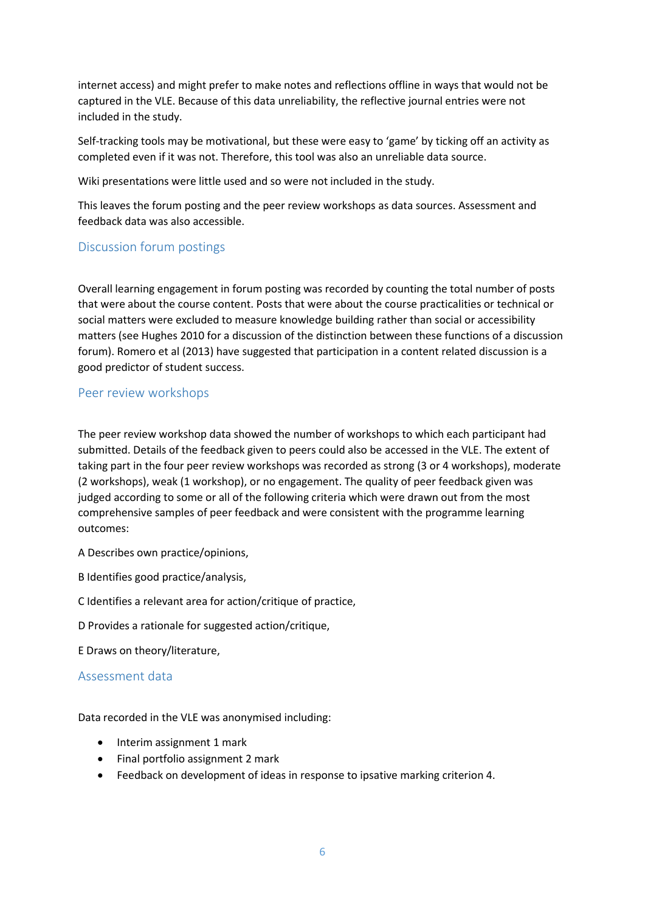internet access) and might prefer to make notes and reflections offline in ways that would not be captured in the VLE. Because of this data unreliability, the reflective journal entries were not included in the study.

Self-tracking tools may be motivational, but these were easy to 'game' by ticking off an activity as completed even if it was not. Therefore, this tool was also an unreliable data source.

Wiki presentations were little used and so were not included in the study.

This leaves the forum posting and the peer review workshops as data sources. Assessment and feedback data was also accessible.

## Discussion forum postings

Overall learning engagement in forum posting was recorded by counting the total number of posts that were about the course content. Posts that were about the course practicalities or technical or social matters were excluded to measure knowledge building rather than social or accessibility matters (see Hughes 2010 for a discussion of the distinction between these functions of a discussion forum). Romero et al (2013) have suggested that participation in a content related discussion is a good predictor of student success.

## Peer review workshops

The peer review workshop data showed the number of workshops to which each participant had submitted. Details of the feedback given to peers could also be accessed in the VLE. The extent of taking part in the four peer review workshops was recorded as strong (3 or 4 workshops), moderate (2 workshops), weak (1 workshop), or no engagement. The quality of peer feedback given was judged according to some or all of the following criteria which were drawn out from the most comprehensive samples of peer feedback and were consistent with the programme learning outcomes:

A Describes own practice/opinions,

B Identifies good practice/analysis,

C Identifies a relevant area for action/critique of practice,

D Provides a rationale for suggested action/critique,

E Draws on theory/literature,

## Assessment data

Data recorded in the VLE was anonymised including:

- Interim assignment 1 mark
- Final portfolio assignment 2 mark
- Feedback on development of ideas in response to ipsative marking criterion 4.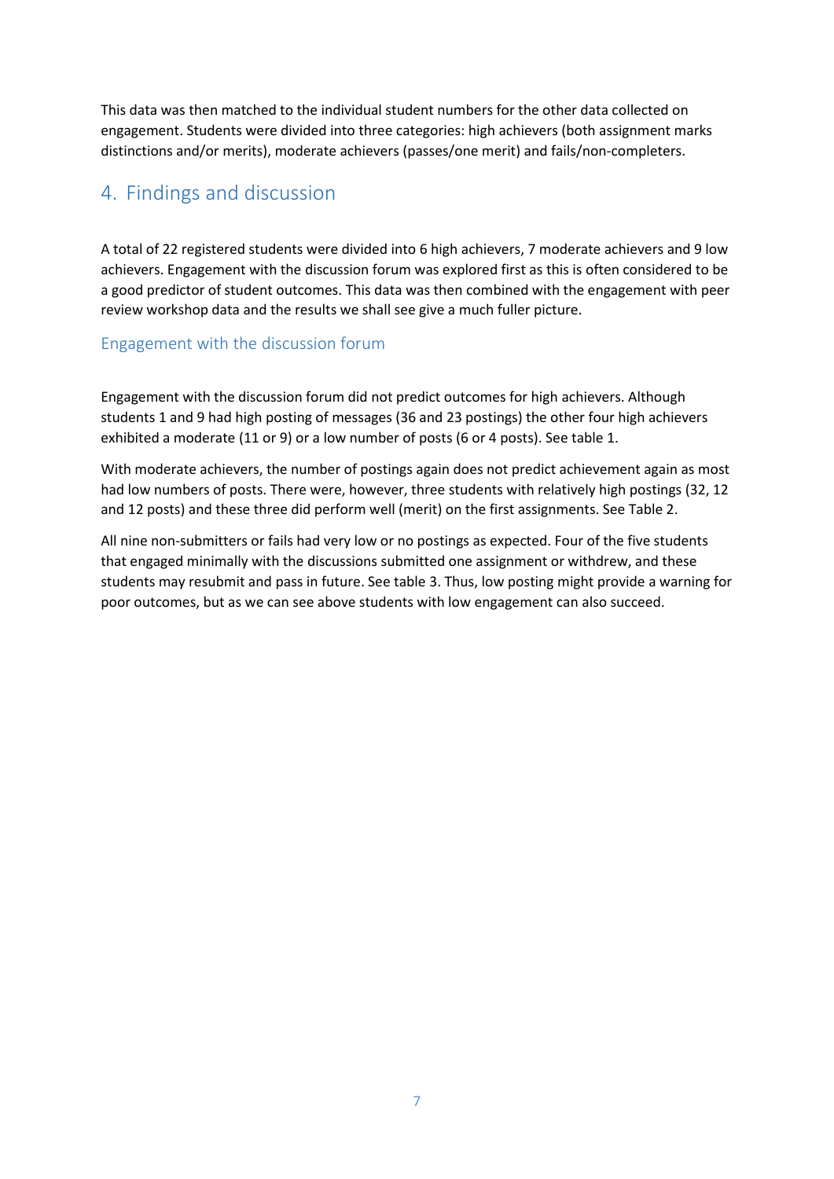This data was then matched to the individual student numbers for the other data collected on engagement. Students were divided into three categories: high achievers (both assignment marks distinctions and/or merits), moderate achievers (passes/one merit) and fails/non-completers.

## 4. Findings and discussion

A total of 22 registered students were divided into 6 high achievers, 7 moderate achievers and 9 low achievers. Engagement with the discussion forum was explored first as this is often considered to be a good predictor of student outcomes. This data was then combined with the engagement with peer review workshop data and the results we shall see give a much fuller picture.

### Engagement with the discussion forum

Engagement with the discussion forum did not predict outcomes for high achievers. Although students 1 and 9 had high posting of messages (36 and 23 postings) the other four high achievers exhibited a moderate (11 or 9) or a low number of posts (6 or 4 posts). See table 1.

With moderate achievers, the number of postings again does not predict achievement again as most had low numbers of posts. There were, however, three students with relatively high postings (32, 12 and 12 posts) and these three did perform well (merit) on the first assignments. See Table 2.

All nine non-submitters or fails had very low or no postings as expected. Four of the five students that engaged minimally with the discussions submitted one assignment or withdrew, and these students may resubmit and pass in future. See table 3. Thus, low posting might provide a warning for poor outcomes, but as we can see above students with low engagement can also succeed.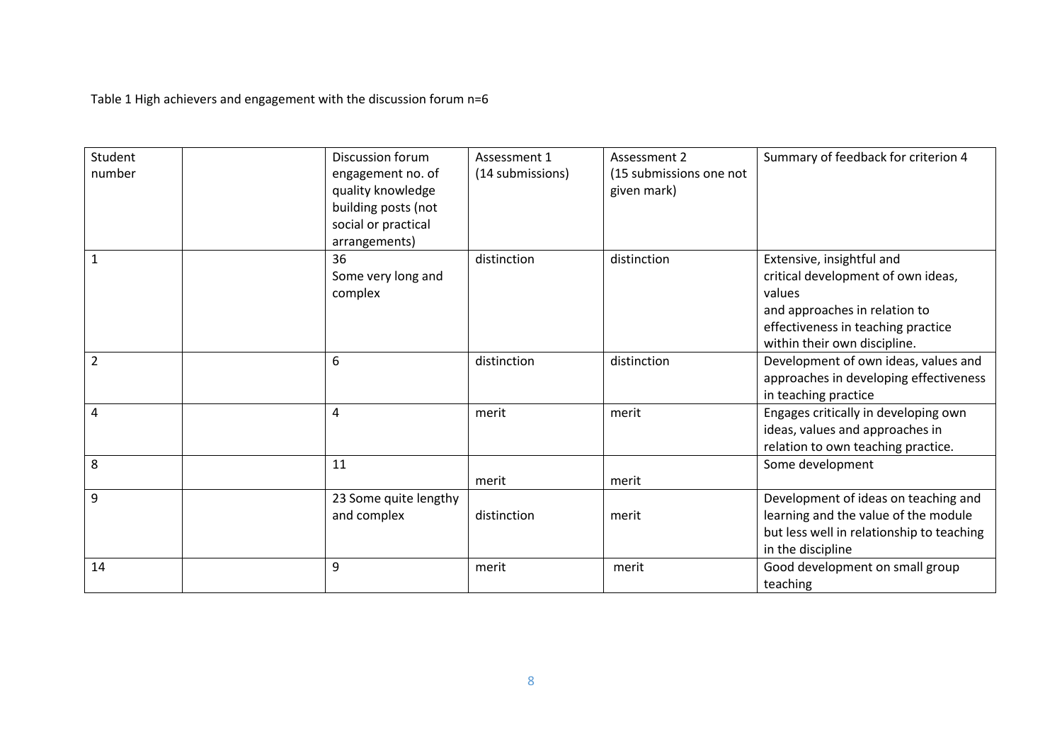Table 1 High achievers and engagement with the discussion forum n=6

| Student number | | Discussion forum engagement no. of quality knowledge building posts (not social or practical arrangements) | Assessment 1 (14 submissions) | Assessment 2 (15 submissions one not given mark) | Summary of feedback for criterion 4 |
|---|---|---|---|---|---|
| 1 | | 36 Some very long and complex | distinction | distinction | Extensive, insightful and critical development of own ideas, values and approaches in relation to effectiveness in teaching practice within their own discipline. |
| 2 | | 6 | distinction | distinction | Development of own ideas, values and approaches in developing effectiveness in teaching practice |
| 4 | | 4 | merit | merit | Engages critically in developing own ideas, values and approaches in relation to own teaching practice. |
| 8 | | 11 | merit | merit | Some development |
| 9 | | 23 Some quite lengthy and complex | distinction | merit | Development of ideas on teaching and learning and the value of the module but less well in relationship to teaching in the discipline |
| 14 | | 9 | merit | merit | Good development on small group teaching |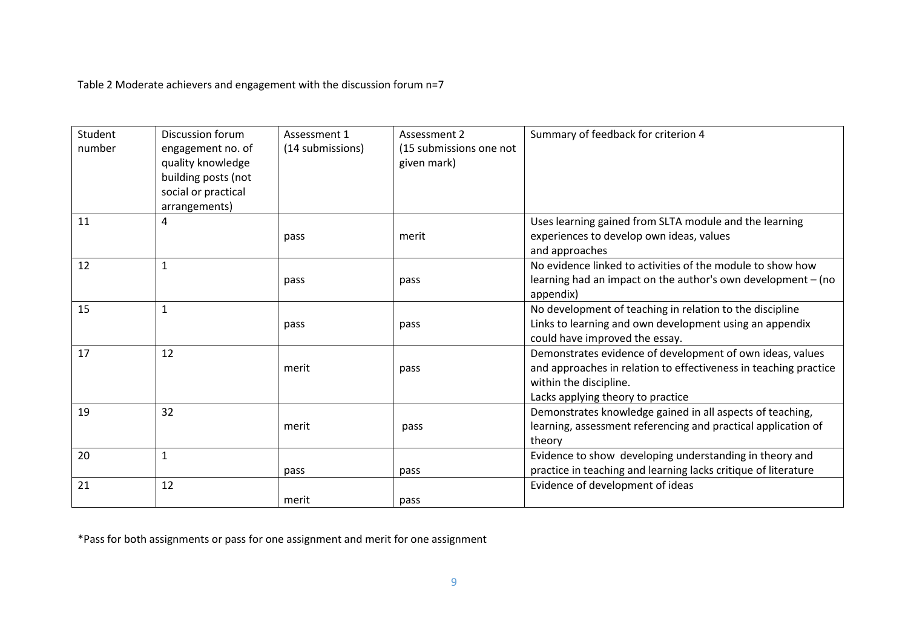Table 2 Moderate achievers and engagement with the discussion forum n=7

| Student number | Discussion forum engagement no. of quality knowledge building posts (not social or practical arrangements) | Assessment 1 (14 submissions) | Assessment 2 (15 submissions one not given mark) | Summary of feedback for criterion 4 |
|---|---|---|---|---|
| 11 | 4 | pass | merit | Uses learning gained from SLTA module and the learning experiences to develop own ideas, values and approaches |
| 12 | 1 | pass | pass | No evidence linked to activities of the module to show how learning had an impact on the author's own development – (no appendix) |
| 15 | 1 | pass | pass | No development of teaching in relation to the discipline Links to learning and own development using an appendix could have improved the essay. |
| 17 | 12 | merit | pass | Demonstrates evidence of development of own ideas, values and approaches in relation to effectiveness in teaching practice within the discipline. Lacks applying theory to practice |
| 19 | 32 | merit | pass | Demonstrates knowledge gained in all aspects of teaching, learning, assessment referencing and practical application of theory |
| 20 | 1 | pass | pass | Evidence to show developing understanding in theory and practice in teaching and learning lacks critique of literature |
| 21 | 12 | merit | pass | Evidence of development of ideas |

*Pass for both assignments or pass for one assignment and merit for one assignment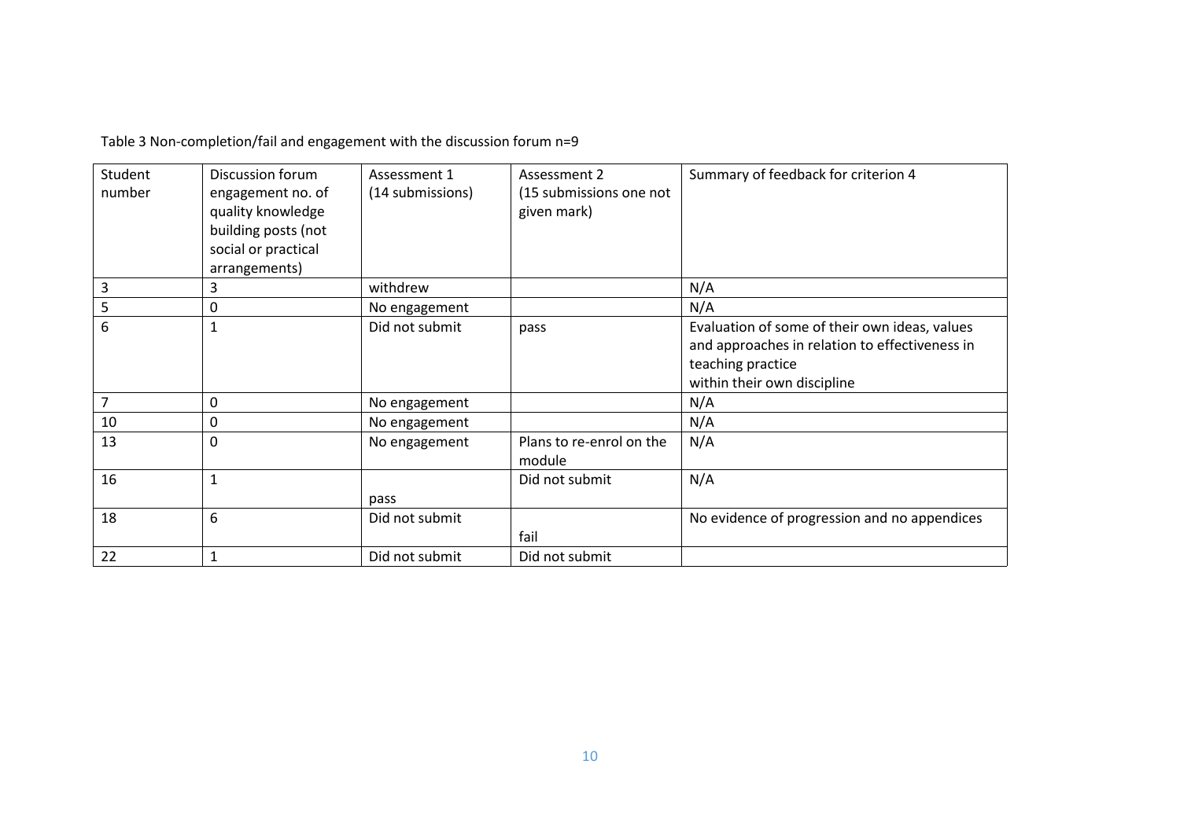Table 3 Non-completion/fail and engagement with the discussion forum n=9

| Student number | Discussion forum engagement no. of quality knowledge building posts (not social or practical arrangements) | Assessment 1 (14 submissions) | Assessment 2 (15 submissions one not given mark) | Summary of feedback for criterion 4 |
|---|---|---|---|---|
| 3 | 3 | withdrew | | N/A |
| 5 | 0 | No engagement | | N/A |
| 6 | 1 | Did not submit | pass | Evaluation of some of their own ideas, values and approaches in relation to effectiveness in teaching practice within their own discipline |
| 7 | 0 | No engagement | | N/A |
| 10 | 0 | No engagement | | N/A |
| 13 | 0 | No engagement | Plans to re-enrol on the module | N/A |
| 16 | 1 | pass | Did not submit | N/A |
| 18 | 6 | Did not submit | fail | No evidence of progression and no appendices |
| 22 | 1 | Did not submit | Did not submit | |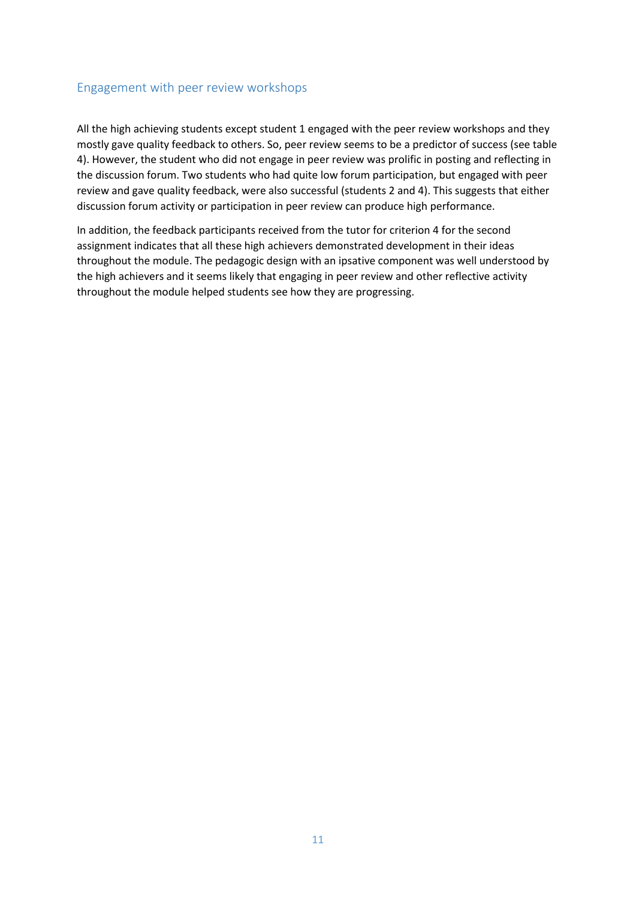## Engagement with peer review workshops

All the high achieving students except student 1 engaged with the peer review workshops and they mostly gave quality feedback to others. So, peer review seems to be a predictor of success (see table 4). However, the student who did not engage in peer review was prolific in posting and reflecting in the discussion forum. Two students who had quite low forum participation, but engaged with peer review and gave quality feedback, were also successful (students 2 and 4). This suggests that either discussion forum activity or participation in peer review can produce high performance.

In addition, the feedback participants received from the tutor for criterion 4 for the second assignment indicates that all these high achievers demonstrated development in their ideas throughout the module. The pedagogic design with an ipsative component was well understood by the high achievers and it seems likely that engaging in peer review and other reflective activity throughout the module helped students see how they are progressing.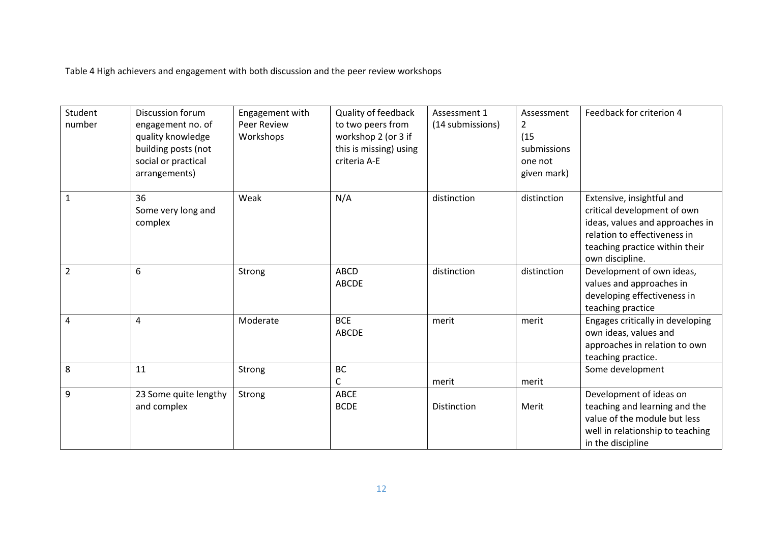Table 4 High achievers and engagement with both discussion and the peer review workshops

| Student number | Discussion forum engagement no. of quality knowledge building posts (not social or practical arrangements) | Engagement with Peer Review Workshops | Quality of feedback to two peers from workshop 2 (or 3 if this is missing) using criteria A-E | Assessment 1 (14 submissions) | Assessment 2 (15 submissions one not given mark) | Feedback for criterion 4 |
|---|---|---|---|---|---|---|
| 1 | 36 Some very long and complex | Weak | N/A | distinction | distinction | Extensive, insightful and critical development of own ideas, values and approaches in relation to effectiveness in teaching practice within their own discipline. |
| 2 | 6 | Strong | ABCD<br>ABCDE | distinction | distinction | Development of own ideas, values and approaches in developing effectiveness in teaching practice |
| 4 | 4 | Moderate | BCE<br>ABCDE | merit | merit | Engages critically in developing own ideas, values and approaches in relation to own teaching practice. |
| 8 | 11 | Strong | BC<br>C | merit | merit | Some development |
| 9 | 23 Some quite lengthy and complex | Strong | ABCE<br>BCDE | Distinction | Merit | Development of ideas on teaching and learning and the value of the module but less well in relationship to teaching in the discipline |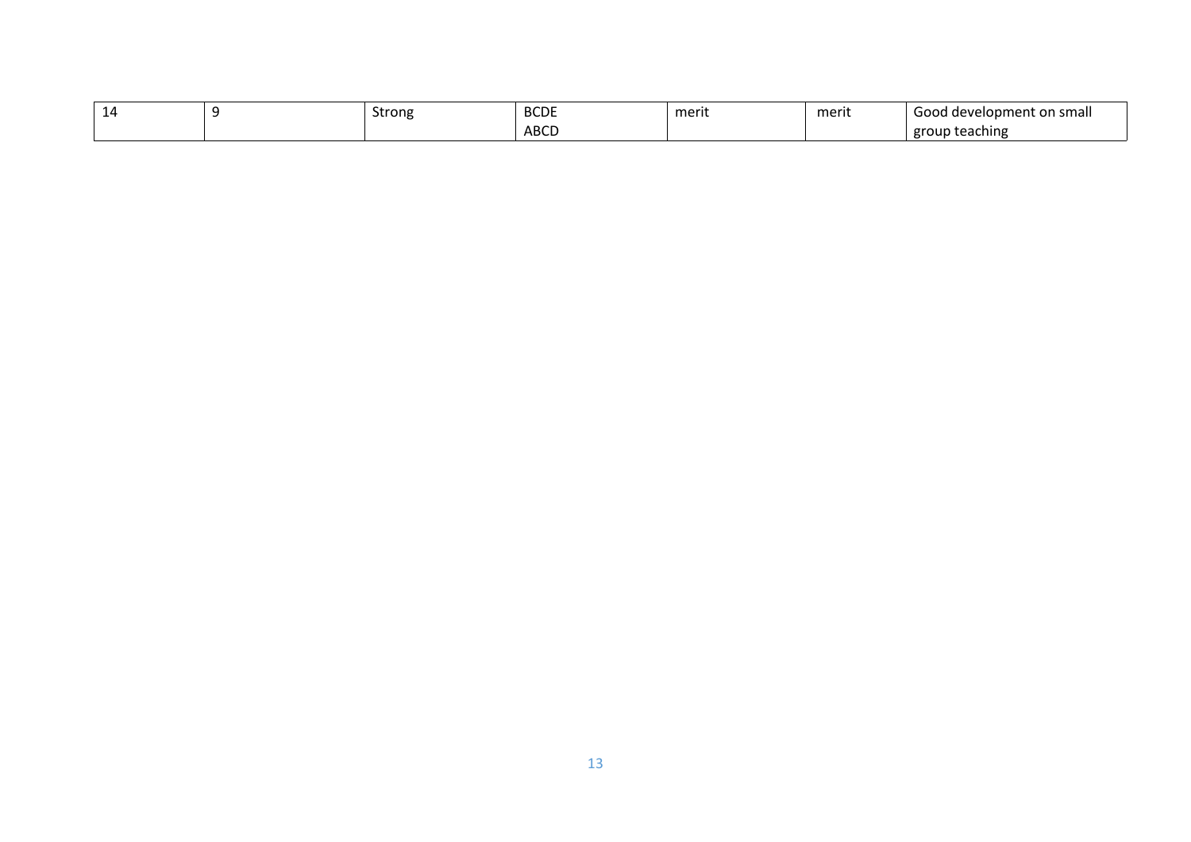| | | | | | | |
|---|---|---|---|---|---|---|
| 14 | 9 | Strong | BCDE<br>ABCD | merit | merit | Good development on small group teaching |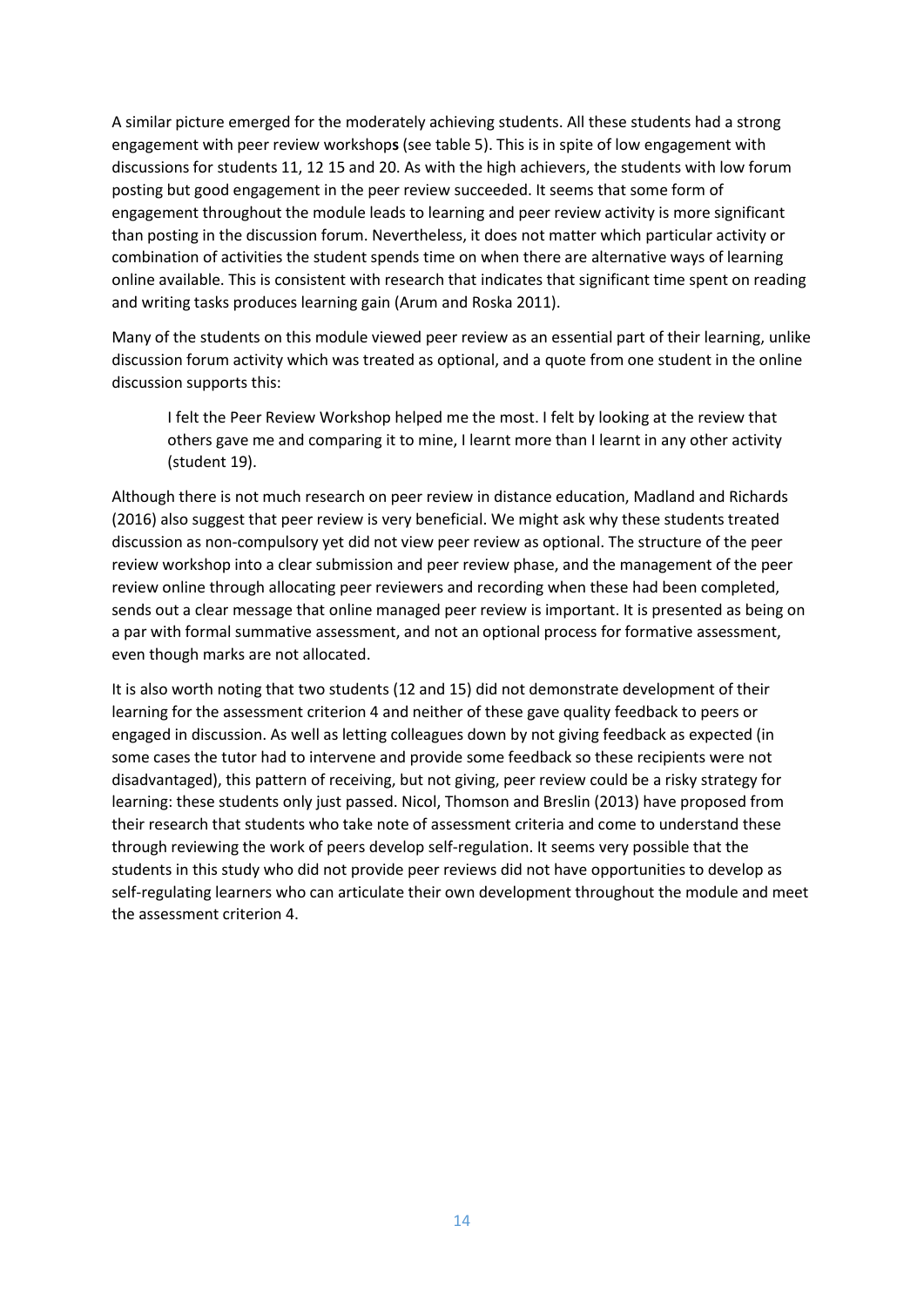A similar picture emerged for the moderately achieving students. All these students had a strong engagement with peer review workshop**s** (see table 5). This is in spite of low engagement with discussions for students 11, 12 15 and 20. As with the high achievers, the students with low forum posting but good engagement in the peer review succeeded. It seems that some form of engagement throughout the module leads to learning and peer review activity is more significant than posting in the discussion forum. Nevertheless, it does not matter which particular activity or combination of activities the student spends time on when there are alternative ways of learning online available. This is consistent with research that indicates that significant time spent on reading and writing tasks produces learning gain (Arum and Roska 2011).

Many of the students on this module viewed peer review as an essential part of their learning, unlike discussion forum activity which was treated as optional, and a quote from one student in the online discussion supports this:

> I felt the Peer Review Workshop helped me the most. I felt by looking at the review that others gave me and comparing it to mine, I learnt more than I learnt in any other activity (student 19).

Although there is not much research on peer review in distance education, Madland and Richards (2016) also suggest that peer review is very beneficial. We might ask why these students treated discussion as non-compulsory yet did not view peer review as optional. The structure of the peer review workshop into a clear submission and peer review phase, and the management of the peer review online through allocating peer reviewers and recording when these had been completed, sends out a clear message that online managed peer review is important. It is presented as being on a par with formal summative assessment, and not an optional process for formative assessment, even though marks are not allocated.

It is also worth noting that two students (12 and 15) did not demonstrate development of their learning for the assessment criterion 4 and neither of these gave quality feedback to peers or engaged in discussion. As well as letting colleagues down by not giving feedback as expected (in some cases the tutor had to intervene and provide some feedback so these recipients were not disadvantaged), this pattern of receiving, but not giving, peer review could be a risky strategy for learning: these students only just passed. Nicol, Thomson and Breslin (2013) have proposed from their research that students who take note of assessment criteria and come to understand these through reviewing the work of peers develop self-regulation. It seems very possible that the students in this study who did not provide peer reviews did not have opportunities to develop as self-regulating learners who can articulate their own development throughout the module and meet the assessment criterion 4.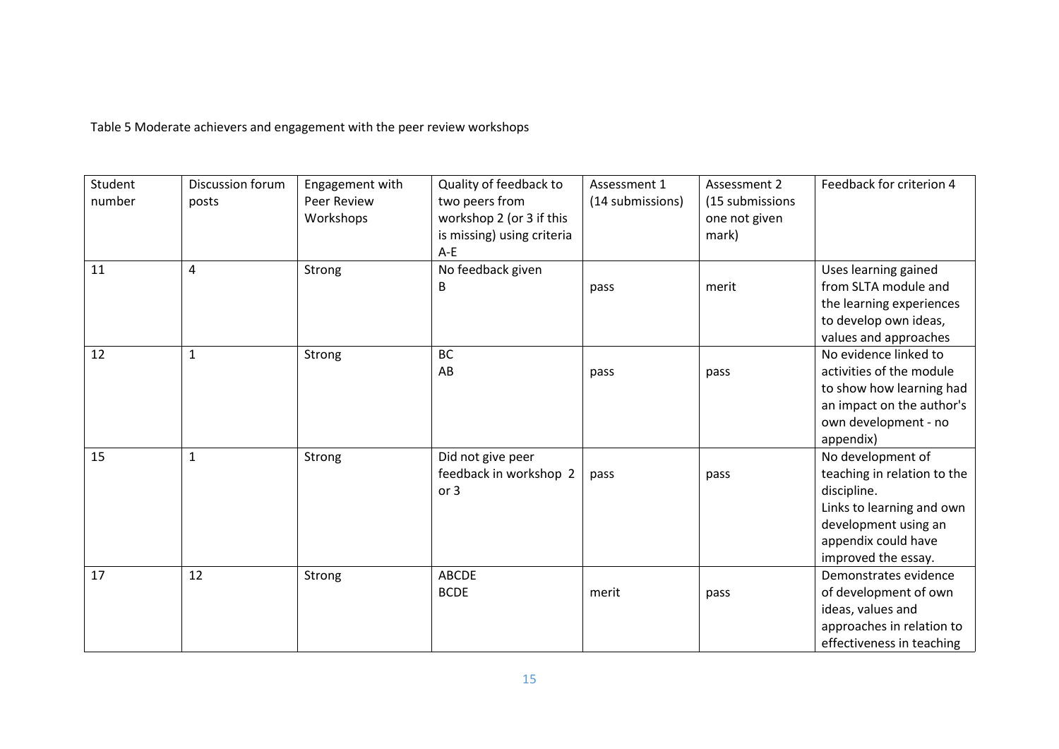Table 5 Moderate achievers and engagement with the peer review workshops

| Student number | Discussion forum posts | Engagement with Peer Review Workshops | Quality of feedback to two peers from workshop 2 (or 3 if this is missing) using criteria A-E | Assessment 1 (14 submissions) | Assessment 2 (15 submissions one not given mark) | Feedback for criterion 4 |
|---|---|---|---|---|---|---|
| 11 | 4 | Strong | No feedback given<br>B | pass | merit | Uses learning gained from SLTA module and the learning experiences to develop own ideas, values and approaches |
| 12 | 1 | Strong | BC<br>AB | pass | pass | No evidence linked to activities of the module to show how learning had an impact on the author's own development - no appendix) |
| 15 | 1 | Strong | Did not give peer feedback in workshop 2 or 3 | pass | pass | No development of teaching in relation to the discipline.<br>Links to learning and own development using an appendix could have improved the essay. |
| 17 | 12 | Strong | ABCDE<br>BCDE | merit | pass | Demonstrates evidence of development of own ideas, values and approaches in relation to effectiveness in teaching |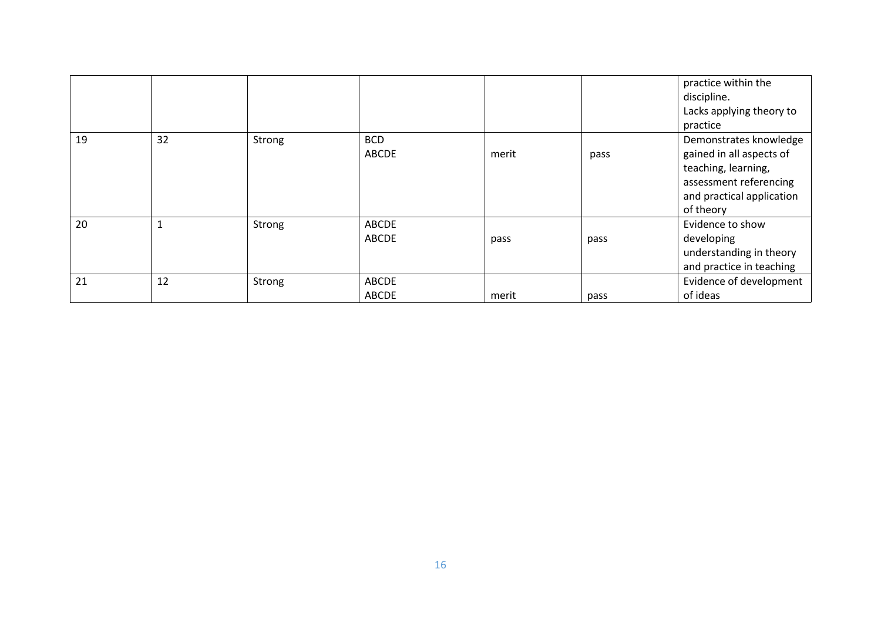| | | | | | | |
|---|---|---|---|---|---|---|
| | | | | | | practice within the discipline. Lacks applying theory to practice |
| 19 | 32 | Strong | BCD ABCDE | merit | pass | Demonstrates knowledge gained in all aspects of teaching, learning, assessment referencing and practical application of theory |
| 20 | 1 | Strong | ABCDE ABCDE | pass | pass | Evidence to show developing understanding in theory and practice in teaching |
| 21 | 12 | Strong | ABCDE ABCDE | merit | pass | Evidence of development of ideas |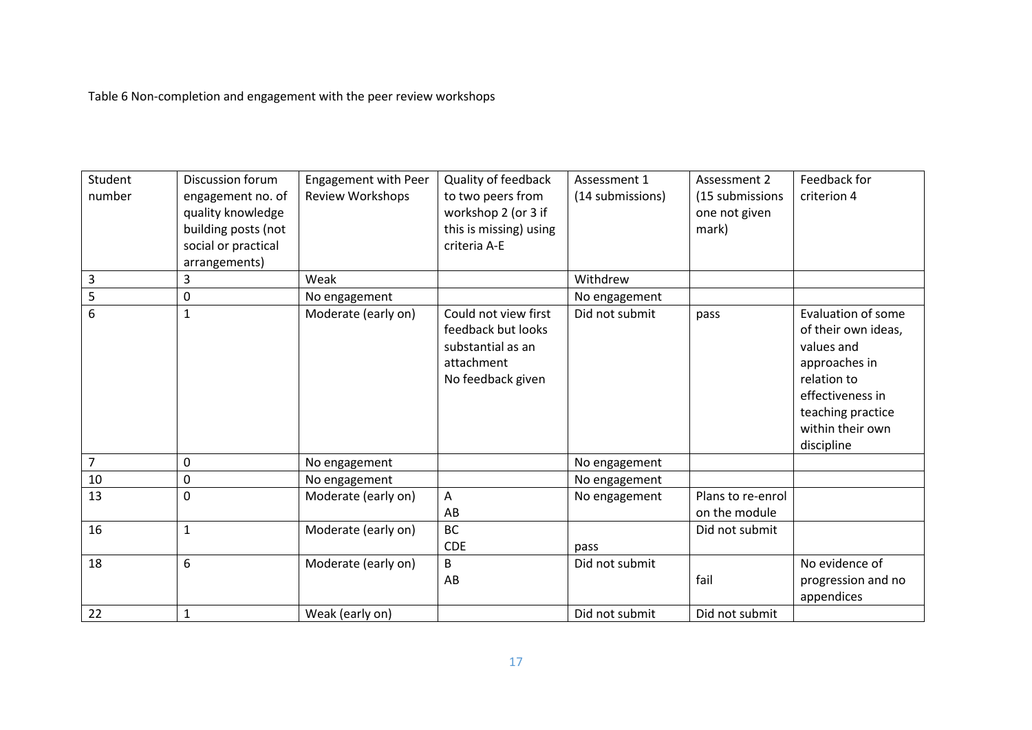Table 6 Non-completion and engagement with the peer review workshops

| Student number | Discussion forum engagement no. of quality knowledge building posts (not social or practical arrangements) | Engagement with Peer Review Workshops | Quality of feedback to two peers from workshop 2 (or 3 if this is missing) using criteria A-E | Assessment 1 (14 submissions) | Assessment 2 (15 submissions one not given mark) | Feedback for criterion 4 |
|---|---|---|---|---|---|---|
| 3 | 3 | Weak | | Withdrew | | |
| 5 | 0 | No engagement | | No engagement | | |
| 6 | 1 | Moderate (early on) | Could not view first feedback but looks substantial as an attachment<br>No feedback given | Did not submit | pass | Evaluation of some of their own ideas, values and approaches in relation to effectiveness in teaching practice within their own discipline |
| 7 | 0 | No engagement | | No engagement | | |
| 10 | 0 | No engagement | | No engagement | | |
| 13 | 0 | Moderate (early on) | A<br>AB | No engagement | Plans to re-enrol on the module | |
| 16 | 1 | Moderate (early on) | BC<br>CDE | pass | Did not submit | |
| 18 | 6 | Moderate (early on) | B<br>AB | Did not submit | fail | No evidence of progression and no appendices |
| 22 | 1 | Weak (early on) | | Did not submit | Did not submit | |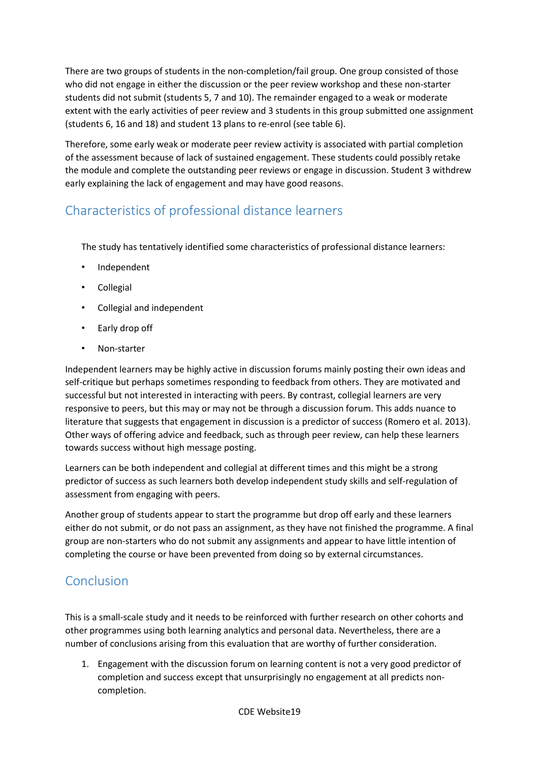There are two groups of students in the non-completion/fail group. One group consisted of those who did not engage in either the discussion or the peer review workshop and these non-starter students did not submit (students 5, 7 and 10). The remainder engaged to a weak or moderate extent with the early activities of peer review and 3 students in this group submitted one assignment (students 6, 16 and 18) and student 13 plans to re-enrol (see table 6).

Therefore, some early weak or moderate peer review activity is associated with partial completion of the assessment because of lack of sustained engagement. These students could possibly retake the module and complete the outstanding peer reviews or engage in discussion. Student 3 withdrew early explaining the lack of engagement and may have good reasons.

## Characteristics of professional distance learners

The study has tentatively identified some characteristics of professional distance learners:

- Independent
- Collegial
- Collegial and independent
- Early drop off
- Non-starter

Independent learners may be highly active in discussion forums mainly posting their own ideas and self-critique but perhaps sometimes responding to feedback from others. They are motivated and successful but not interested in interacting with peers. By contrast, collegial learners are very responsive to peers, but this may or may not be through a discussion forum. This adds nuance to literature that suggests that engagement in discussion is a predictor of success (Romero et al. 2013). Other ways of offering advice and feedback, such as through peer review, can help these learners towards success without high message posting.

Learners can be both independent and collegial at different times and this might be a strong predictor of success as such learners both develop independent study skills and self-regulation of assessment from engaging with peers.

Another group of students appear to start the programme but drop off early and these learners either do not submit, or do not pass an assignment, as they have not finished the programme. A final group are non-starters who do not submit any assignments and appear to have little intention of completing the course or have been prevented from doing so by external circumstances.

## Conclusion

This is a small-scale study and it needs to be reinforced with further research on other cohorts and other programmes using both learning analytics and personal data. Nevertheless, there are a number of conclusions arising from this evaluation that are worthy of further consideration.

1. Engagement with the discussion forum on learning content is not a very good predictor of completion and success except that unsurprisingly no engagement at all predicts non-completion.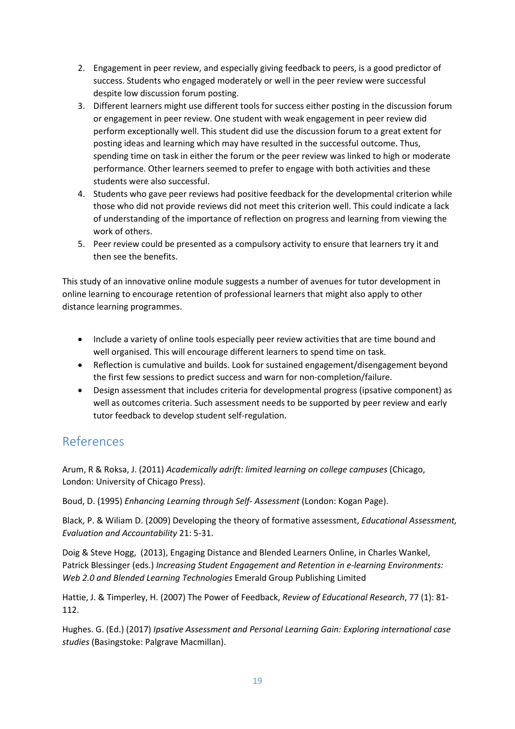2. Engagement in peer review, and especially giving feedback to peers, is a good predictor of success. Students who engaged moderately or well in the peer review were successful despite low discussion forum posting.
3. Different learners might use different tools for success either posting in the discussion forum or engagement in peer review. One student with weak engagement in peer review did perform exceptionally well. This student did use the discussion forum to a great extent for posting ideas and learning which may have resulted in the successful outcome. Thus, spending time on task in either the forum or the peer review was linked to high or moderate performance. Other learners seemed to prefer to engage with both activities and these students were also successful.
4. Students who gave peer reviews had positive feedback for the developmental criterion while those who did not provide reviews did not meet this criterion well. This could indicate a lack of understanding of the importance of reflection on progress and learning from viewing the work of others.
5. Peer review could be presented as a compulsory activity to ensure that learners try it and then see the benefits.

This study of an innovative online module suggests a number of avenues for tutor development in online learning to encourage retention of professional learners that might also apply to other distance learning programmes.

- Include a variety of online tools especially peer review activities that are time bound and well organised. This will encourage different learners to spend time on task.
- Reflection is cumulative and builds. Look for sustained engagement/disengagement beyond the first few sessions to predict success and warn for non-completion/failure.
- Design assessment that includes criteria for developmental progress (ipsative component) as well as outcomes criteria. Such assessment needs to be supported by peer review and early tutor feedback to develop student self-regulation.

## References

Arum, R & Roksa, J. (2011) *Academically adrift: limited learning on college campuses* (Chicago, London: University of Chicago Press).

Boud, D. (1995) *Enhancing Learning through Self- Assessment* (London: Kogan Page).

Black, P. & Wiliam D. (2009) Developing the theory of formative assessment, *Educational Assessment, Evaluation and Accountability* 21: 5-31.

Doig & Steve Hogg, (2013), Engaging Distance and Blended Learners Online, in Charles Wankel, Patrick Blessinger (eds.) *Increasing Student Engagement and Retention in e-learning Environments: Web 2.0 and Blended Learning Technologies* Emerald Group Publishing Limited

Hattie, J. & Timperley, H. (2007) The Power of Feedback, *Review of Educational Research*, 77 (1): 81-112.

Hughes. G. (Ed.) (2017) *Ipsative Assessment and Personal Learning Gain: Exploring international case studies* (Basingstoke: Palgrave Macmillan).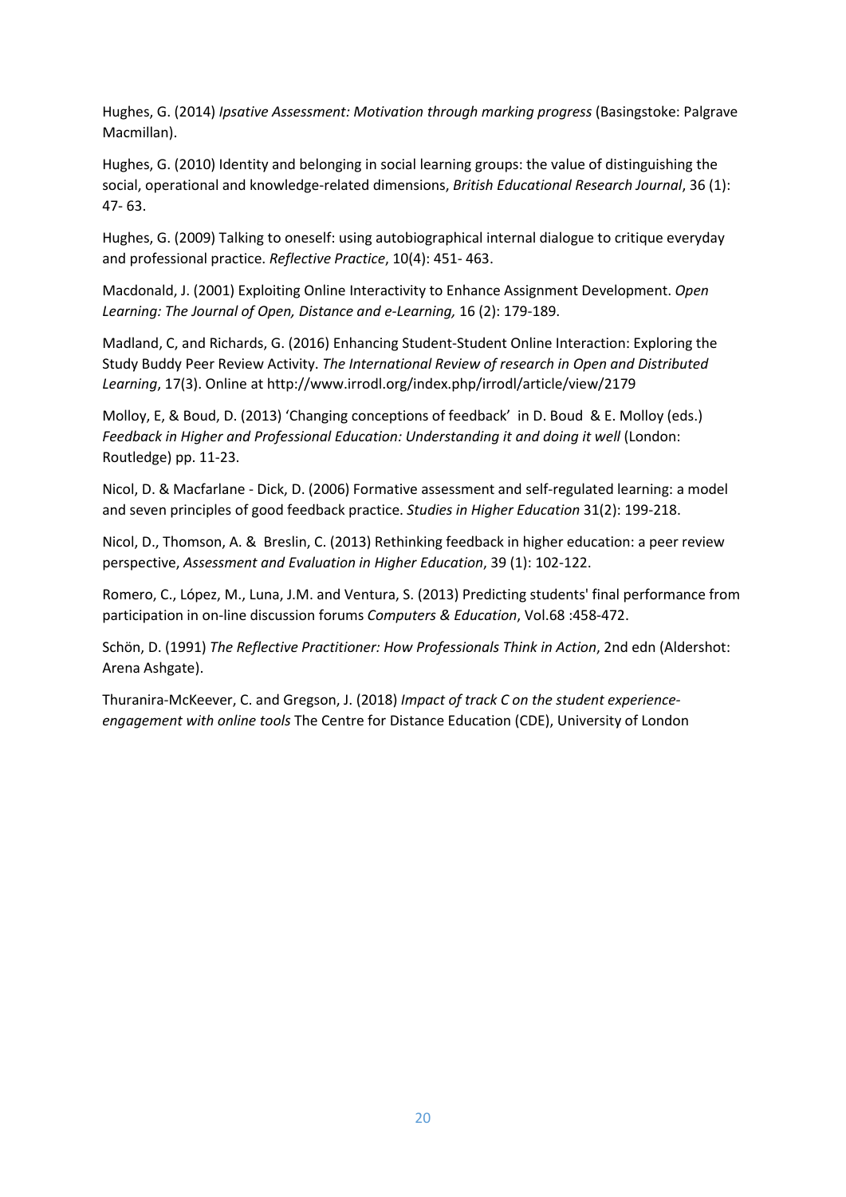Hughes, G. (2014) *Ipsative Assessment: Motivation through marking progress* (Basingstoke: Palgrave Macmillan).

Hughes, G. (2010) Identity and belonging in social learning groups: the value of distinguishing the social, operational and knowledge-related dimensions, *British Educational Research Journal*, 36 (1): 47- 63.

Hughes, G. (2009) Talking to oneself: using autobiographical internal dialogue to critique everyday and professional practice. *Reflective Practice*, 10(4): 451- 463.

Macdonald, J. (2001) Exploiting Online Interactivity to Enhance Assignment Development. *Open Learning: The Journal of Open, Distance and e-Learning,* 16 (2): 179-189.

Madland, C, and Richards, G. (2016) Enhancing Student-Student Online Interaction: Exploring the Study Buddy Peer Review Activity. *The International Review of research in Open and Distributed Learning*, 17(3). Online at http://www.irrodl.org/index.php/irrodl/article/view/2179

Molloy, E, & Boud, D. (2013) 'Changing conceptions of feedback' in D. Boud & E. Molloy (eds.) *Feedback in Higher and Professional Education: Understanding it and doing it well* (London: Routledge) pp. 11-23.

Nicol, D. & Macfarlane - Dick, D. (2006) Formative assessment and self-regulated learning: a model and seven principles of good feedback practice. *Studies in Higher Education* 31(2): 199-218.

Nicol, D., Thomson, A. & Breslin, C. (2013) Rethinking feedback in higher education: a peer review perspective, *Assessment and Evaluation in Higher Education*, 39 (1): 102-122.

Romero, C., López, M., Luna, J.M. and Ventura, S. (2013) Predicting students' final performance from participation in on-line discussion forums *Computers & Education*, Vol.68 :458-472.

Schön, D. (1991) *The Reflective Practitioner: How Professionals Think in Action*, 2nd edn (Aldershot: Arena Ashgate).

Thuranira-McKeever, C. and Gregson, J. (2018) *Impact of track C on the student experience-engagement with online tools* The Centre for Distance Education (CDE), University of London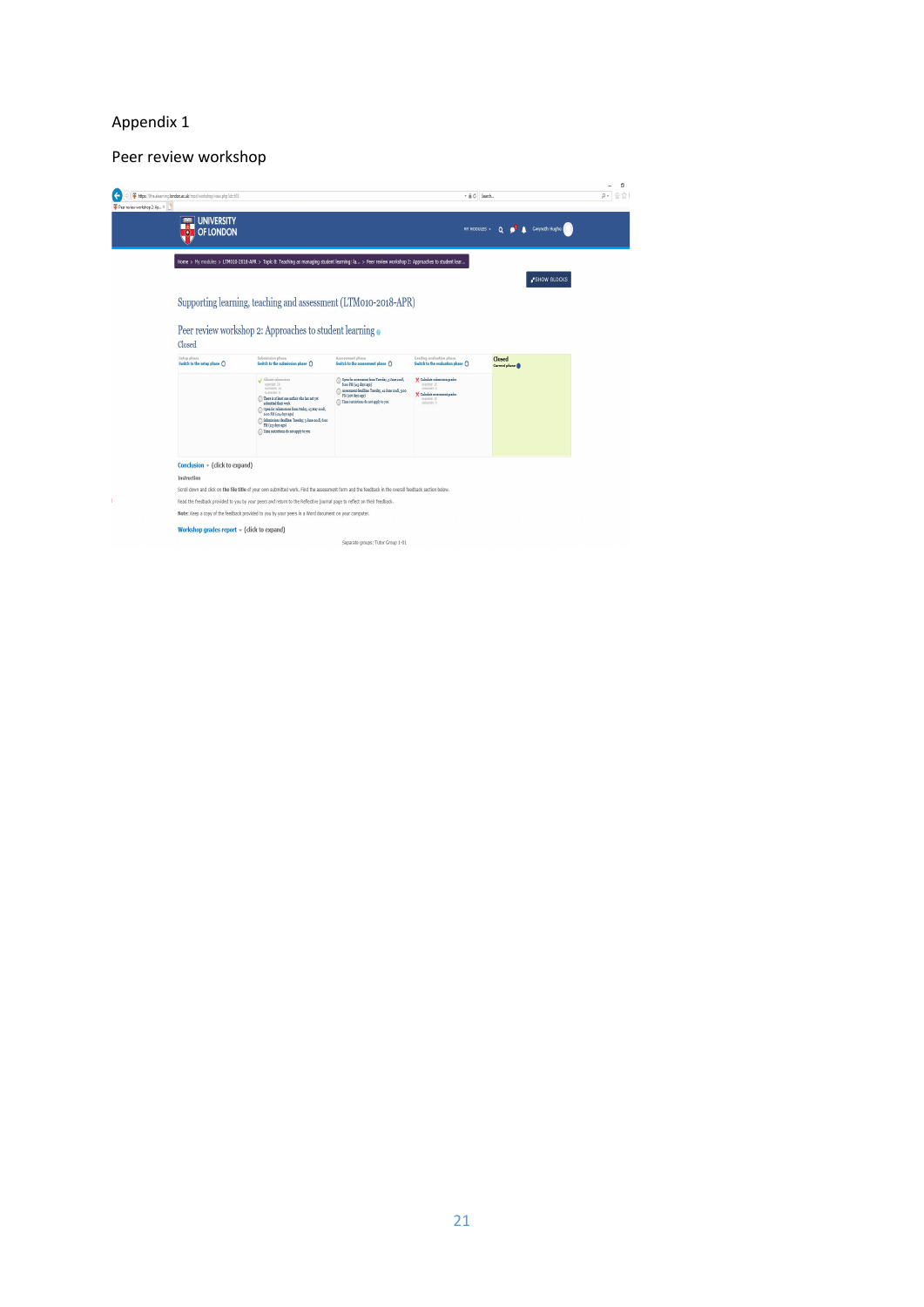Appendix 1

Peer review workshop

Supporting learning, teaching and assessment (LTM010-2018-APR)

Peer review workshop 2: Approaches to student learning

Closed

Conclusion (click to expand)

Instruction

Scroll down and click on the file title of your own submitted work. Find the assessment form and the feedback in the overall feedback section below.

Read the feedback provided to you by your peers and return to the Reflective journal page to reflect on their feedback.

Note: Keep a copy of the feedback provided to you by your peers in a Word document on your computer.

Workshop grades report (click to expand)

Separate groups: Tutor Group 1-01